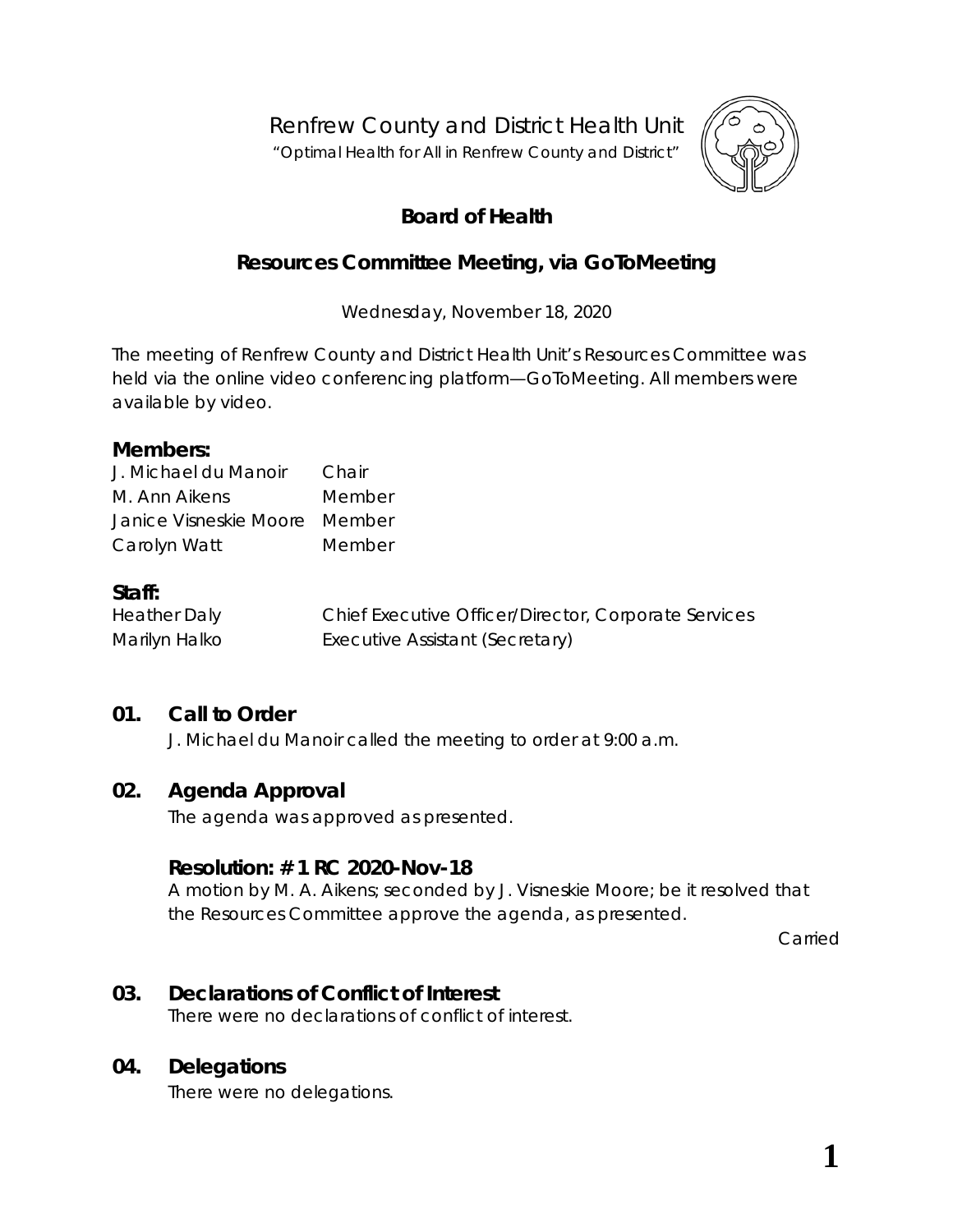Renfrew County and District Health Unit

"Optimal Health for All in Renfrew County and District"

# Board of Health

## Resources Committee Meeting, via GoToMeeting

Wednesday, November 18, 2020

The meeting of Renfrew County and District Health Unit's Resources Committee was held via the online video conferencing platform—GoToMeeting. All members were available by video.

### Members:

| | |
|---|---|
| J. Michael du Manoir | Chair |
| M. Ann Aikens | Member |
| Janice Visneskie Moore | Member |
| Carolyn Watt | Member |

### Staff:

| | |
|---|---|
| Heather Daly | Chief Executive Officer/Director, Corporate Services |
| Marilyn Halko | Executive Assistant (Secretary) |

### 01. Call to Order

J. Michael du Manoir called the meeting to order at 9:00 a.m.

### 02. Agenda Approval

The agenda was approved as presented.

**Resolution: # 1 RC 2020-Nov-18**

A motion by M. A. Aikens; seconded by J. Visneskie Moore; be it resolved that the Resources Committee approve the agenda, as presented.

Carried

### 03. Declarations of Conflict of Interest

There were no declarations of conflict of interest.

### 04. Delegations

There were no delegations.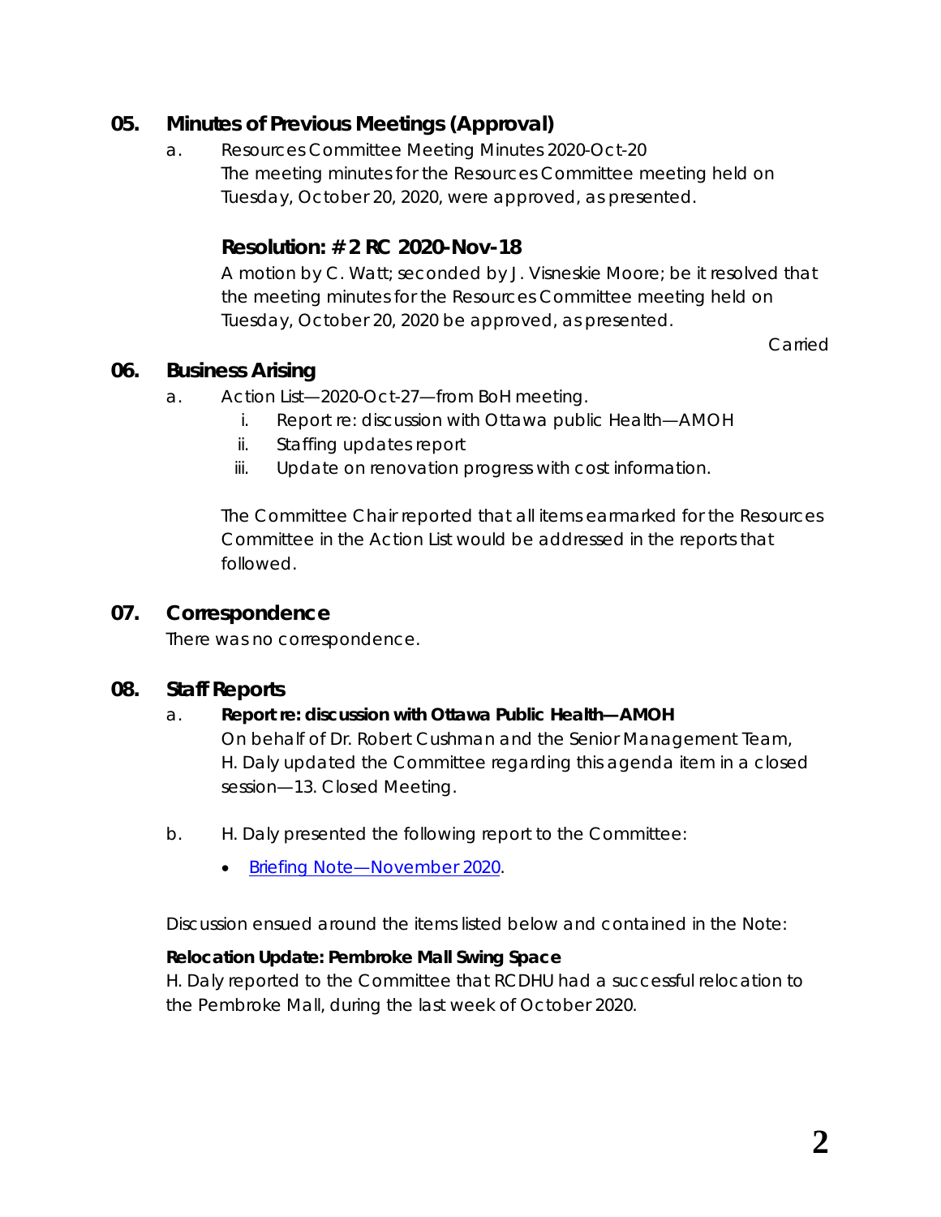## 05. Minutes of Previous Meetings (Approval)

a. Resources Committee Meeting Minutes 2020-Oct-20
The meeting minutes for the Resources Committee meeting held on Tuesday, October 20, 2020, were approved, as presented.

### Resolution: # 2 RC 2020-Nov-18

A motion by C. Watt; seconded by J. Visneskie Moore; be it resolved that the meeting minutes for the Resources Committee meeting held on Tuesday, October 20, 2020 be approved, as presented.

Carried

## 06. Business Arising

a. Action List—2020-Oct-27—from BoH meeting.
   i. Report re: discussion with Ottawa public Health—AMOH
   ii. Staffing updates report
   iii. Update on renovation progress with cost information.

The Committee Chair reported that all items earmarked for the Resources Committee in the Action List would be addressed in the reports that followed.

## 07. Correspondence

There was no correspondence.

## 08. Staff Reports

a. **Report re: discussion with Ottawa Public Health—AMOH**
On behalf of Dr. Robert Cushman and the Senior Management Team, H. Daly updated the Committee regarding this agenda item in a closed session—13. Closed Meeting.

b. H. Daly presented the following report to the Committee:

- Briefing Note—November 2020.

Discussion ensued around the items listed below and contained in the Note:

**Relocation Update: Pembroke Mall Swing Space**
H. Daly reported to the Committee that RCDHU had a successful relocation to the Pembroke Mall, during the last week of October 2020.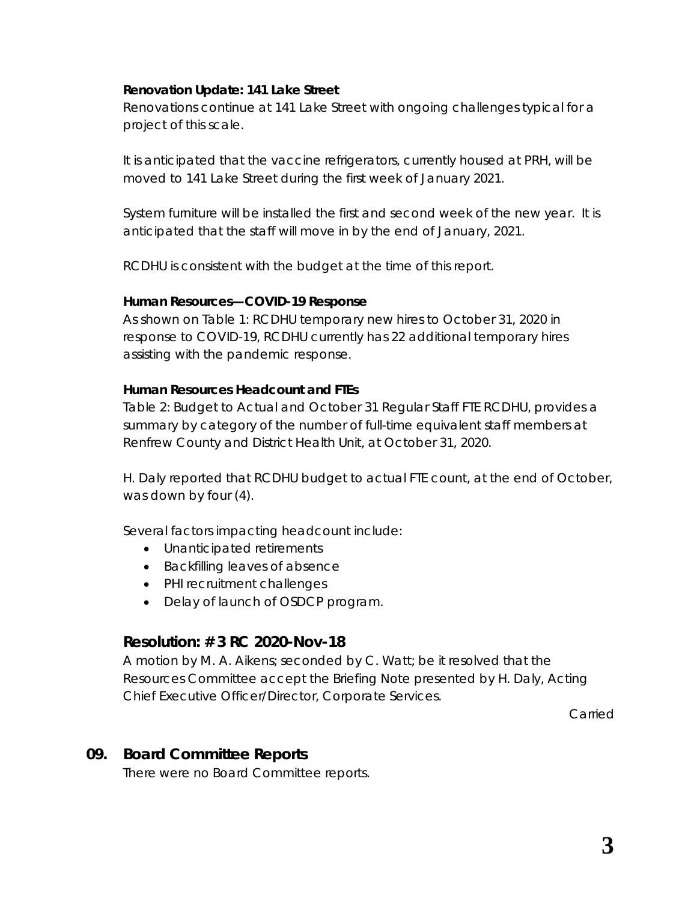**Renovation Update: 141 Lake Street**

Renovations continue at 141 Lake Street with ongoing challenges typical for a project of this scale.

It is anticipated that the vaccine refrigerators, currently housed at PRH, will be moved to 141 Lake Street during the first week of January 2021.

System furniture will be installed the first and second week of the new year. It is anticipated that the staff will move in by the end of January, 2021.

RCDHU is consistent with the budget at the time of this report.

**Human Resources—COVID-19 Response**

As shown on Table 1: RCDHU temporary new hires to October 31, 2020 in response to COVID-19, RCDHU currently has 22 additional temporary hires assisting with the pandemic response.

**Human Resources Headcount and FTEs**

Table 2: Budget to Actual and October 31 Regular Staff FTE RCDHU, provides a summary by category of the number of full-time equivalent staff members at Renfrew County and District Health Unit, at October 31, 2020.

H. Daly reported that RCDHU budget to actual FTE count, at the end of October, was down by four (4).

Several factors impacting headcount include:

- Unanticipated retirements
- Backfilling leaves of absence
- PHI recruitment challenges
- Delay of launch of OSDCP program.

### Resolution: # 3 RC 2020-Nov-18

A motion by M. A. Aikens; seconded by C. Watt; be it resolved that the Resources Committee accept the Briefing Note presented by H. Daly, Acting Chief Executive Officer/Director, Corporate Services.

Carried

## 09. Board Committee Reports

There were no Board Committee reports.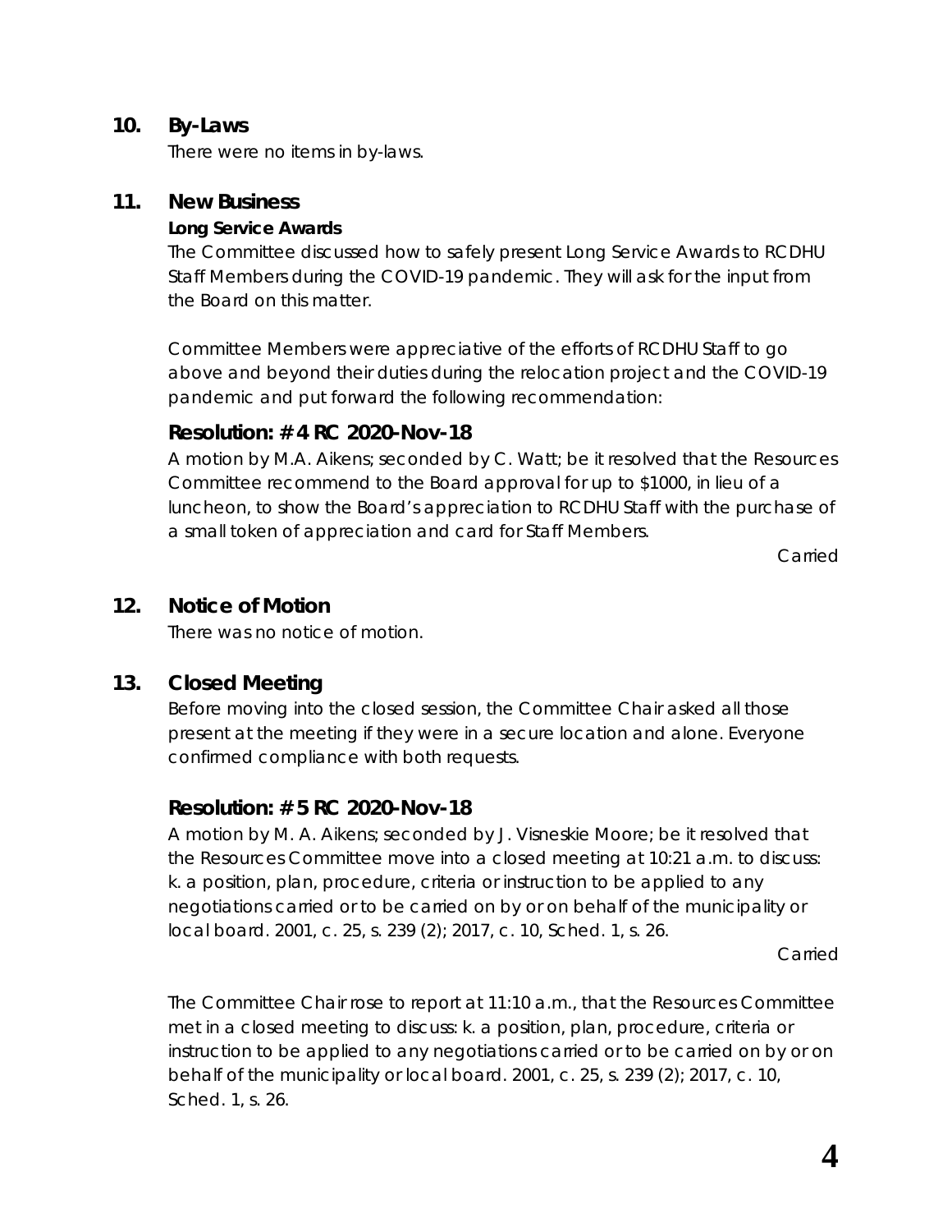## 10. By-Laws

There were no items in by-laws.

## 11. New Business

**Long Service Awards**

The Committee discussed how to safely present Long Service Awards to RCDHU Staff Members during the COVID-19 pandemic. They will ask for the input from the Board on this matter.

Committee Members were appreciative of the efforts of RCDHU Staff to go above and beyond their duties during the relocation project and the COVID-19 pandemic and put forward the following recommendation:

### Resolution: # 4 RC 2020-Nov-18

A motion by M.A. Aikens; seconded by C. Watt; be it resolved that the Resources Committee recommend to the Board approval for up to $1000, in lieu of a luncheon, to show the Board's appreciation to RCDHU Staff with the purchase of a small token of appreciation and card for Staff Members.

Carried

## 12. Notice of Motion

There was no notice of motion.

## 13. Closed Meeting

Before moving into the closed session, the Committee Chair asked all those present at the meeting if they were in a secure location and alone. Everyone confirmed compliance with both requests.

### Resolution: # 5 RC 2020-Nov-18

A motion by M. A. Aikens; seconded by J. Visneskie Moore; be it resolved that the Resources Committee move into a closed meeting at 10:21 a.m. to discuss: k. a position, plan, procedure, criteria or instruction to be applied to any negotiations carried or to be carried on by or on behalf of the municipality or local board. 2001, c. 25, s. 239 (2); 2017, c. 10, Sched. 1, s. 26.

Carried

The Committee Chair rose to report at 11:10 a.m., that the Resources Committee met in a closed meeting to discuss: k. a position, plan, procedure, criteria or instruction to be applied to any negotiations carried or to be carried on by or on behalf of the municipality or local board. 2001, c. 25, s. 239 (2); 2017, c. 10, Sched. 1, s. 26.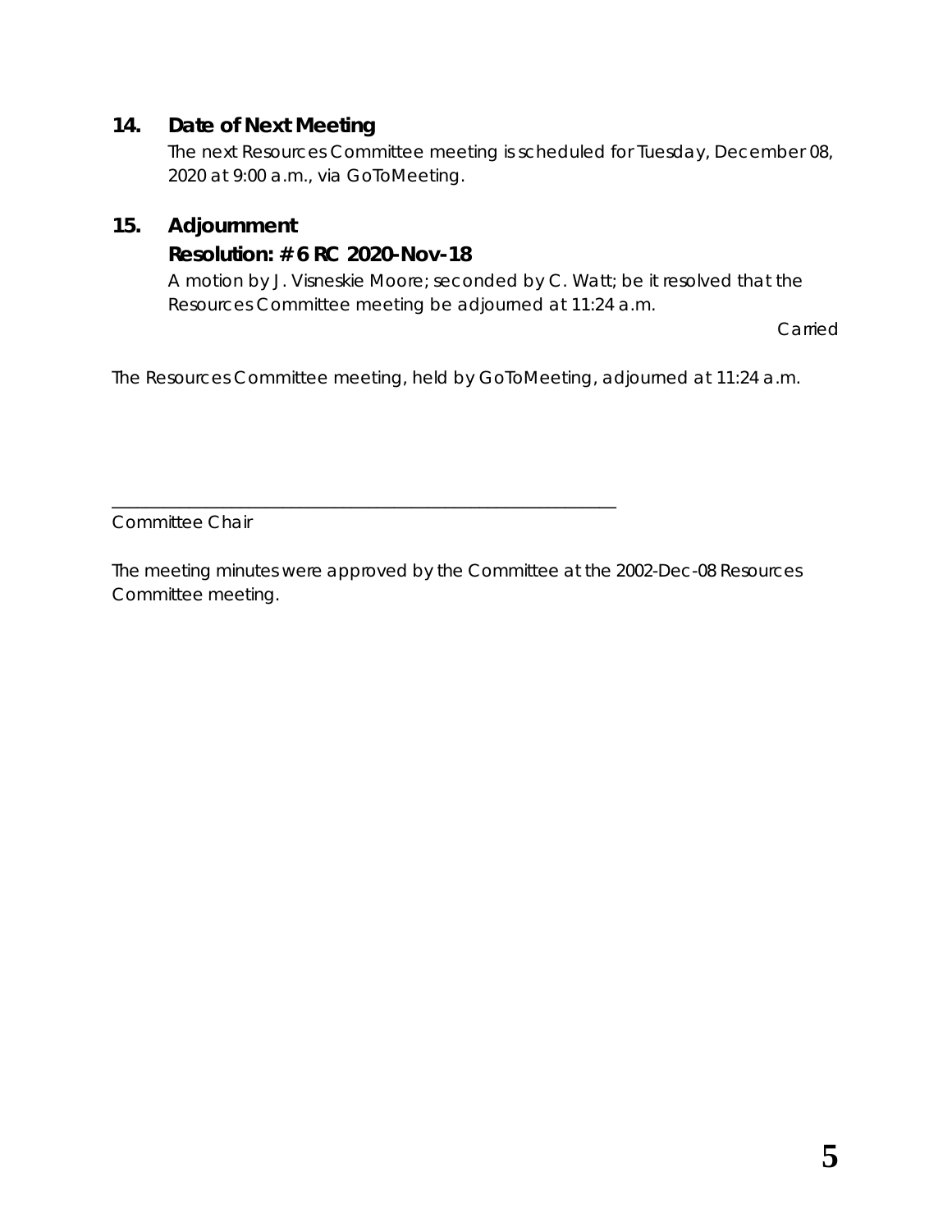## 14. Date of Next Meeting

The next Resources Committee meeting is scheduled for Tuesday, December 08, 2020 at 9:00 a.m., via GoToMeeting.

## 15. Adjournment

**Resolution: # 6 RC 2020-Nov-18**

A motion by J. Visneskie Moore; seconded by C. Watt; be it resolved that the Resources Committee meeting be adjourned at 11:24 a.m.

Carried

The Resources Committee meeting, held by GoToMeeting, adjourned at 11:24 a.m.

\_\_\_\_\_\_\_\_\_\_\_\_\_\_\_\_\_\_\_\_\_\_\_\_\_\_\_\_\_\_\_\_\_\_\_\_\_\_\_\_\_\_\_\_\_\_\_\_\_\_\_\_\_\_\_\_

Committee Chair

The meeting minutes were approved by the Committee at the 2002-Dec-08 Resources Committee meeting.